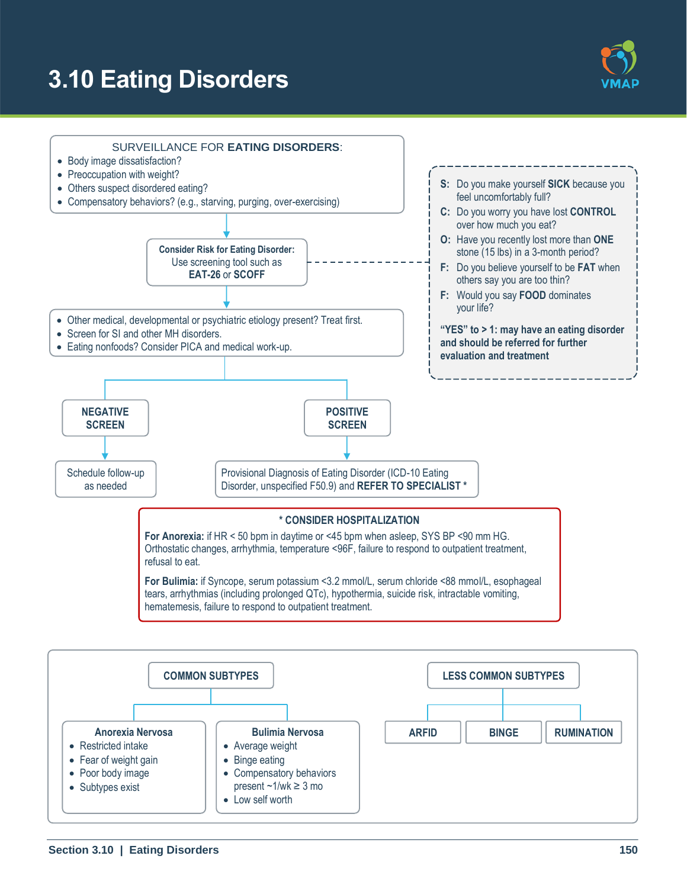# 3.10 Eating Disorders

SURVEILLANCE FOR **EATING DISORDERS**:

- Body image dissatisfaction?
- Preoccupation with weight?
- Others suspect disordered eating?
- Compensatory behaviors? (e.g., starving, purging, over-exercising)

**Consider Risk for Eating Disorder:**
Use screening tool such as **EAT-26** or **SCOFF**

**S:** Do you make yourself **SICK** because you feel uncomfortably full?
**C:** Do you worry you have lost **CONTROL** over how much you eat?
**O:** Have you recently lost more than **ONE** stone (15 lbs) in a 3-month period?
**F:** Do you believe yourself to be **FAT** when others say you are too thin?
**F:** Would you say **FOOD** dominates your life?

**"YES" to > 1: may have an eating disorder and should be referred for further evaluation and treatment**

- Other medical, developmental or psychiatric etiology present? Treat first.
- Screen for SI and other MH disorders.
- Eating nonfoods? Consider PICA and medical work-up.

**NEGATIVE SCREEN** → Schedule follow-up as needed

**POSITIVE SCREEN** → Provisional Diagnosis of Eating Disorder (ICD-10 Eating Disorder, unspecified F50.9) and **REFER TO SPECIALIST** *

**\* CONSIDER HOSPITALIZATION**

**For Anorexia:** if HR < 50 bpm in daytime or <45 bpm when asleep, SYS BP <90 mm HG. Orthostatic changes, arrhythmia, temperature <96F, failure to respond to outpatient treatment, refusal to eat.

**For Bulimia:** if Syncope, serum potassium <3.2 mmol/L, serum chloride <88 mmol/L, esophageal tears, arrhythmias (including prolonged QTc), hypothermia, suicide risk, intractable vomiting, hematemesis, failure to respond to outpatient treatment.

**COMMON SUBTYPES**

**Anorexia Nervosa**
- Restricted intake
- Fear of weight gain
- Poor body image
- Subtypes exist

**Bulimia Nervosa**
- Average weight
- Binge eating
- Compensatory behaviors present ~1/wk ≥ 3 mo
- Low self worth

**LESS COMMON SUBTYPES**

- ARFID
- BINGE
- RUMINATION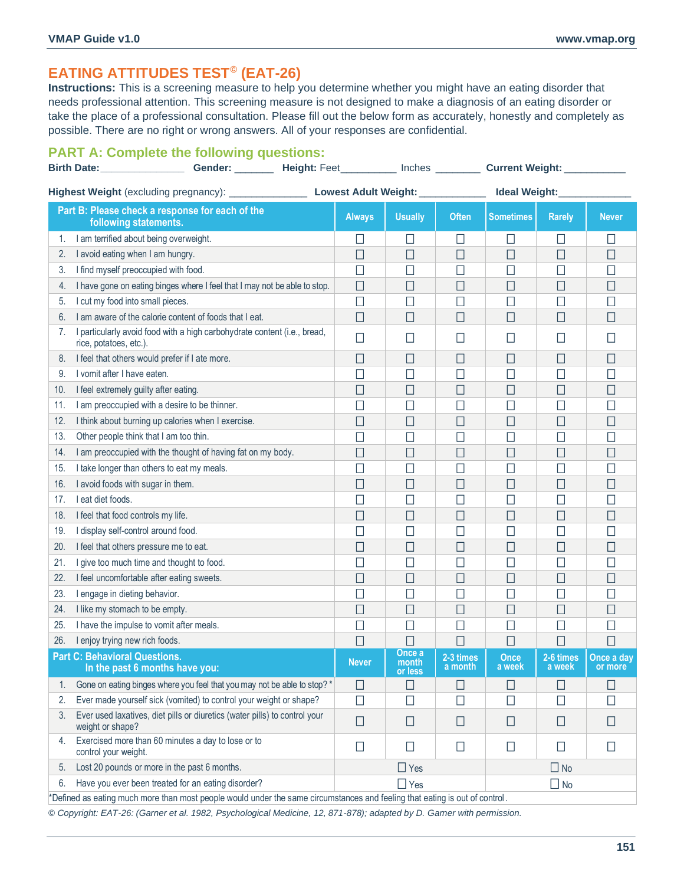## EATING ATTITUDES TEST© (EAT-26)

**Instructions:** This is a screening measure to help you determine whether you might have an eating disorder that needs professional attention. This screening measure is not designed to make a diagnosis of an eating disorder or take the place of a professional consultation. Please fill out the below form as accurately, honestly and completely as possible. There are no right or wrong answers. All of your responses are confidential.

### PART A: Complete the following questions:

**Birth Date:**_______________ **Gender:** _______ **Height:** Feet__________ Inches ________ **Current Weight:** ___________

**Highest Weight** (excluding pregnancy): ______________ **Lowest Adult Weight:** ____________ **Ideal Weight:**_____________

| Part B: Please check a response for each of the following statements. | Always | Usually | Often | Sometimes | Rarely | Never |
|---|---|---|---|---|---|---|
| 1. I am terrified about being overweight. | ☐ | ☐ | ☐ | ☐ | ☐ | ☐ |
| 2. I avoid eating when I am hungry. | ☐ | ☐ | ☐ | ☐ | ☐ | ☐ |
| 3. I find myself preoccupied with food. | ☐ | ☐ | ☐ | ☐ | ☐ | ☐ |
| 4. I have gone on eating binges where I feel that I may not be able to stop. | ☐ | ☐ | ☐ | ☐ | ☐ | ☐ |
| 5. I cut my food into small pieces. | ☐ | ☐ | ☐ | ☐ | ☐ | ☐ |
| 6. I am aware of the calorie content of foods that I eat. | ☐ | ☐ | ☐ | ☐ | ☐ | ☐ |
| 7. I particularly avoid food with a high carbohydrate content (i.e., bread, rice, potatoes, etc.). | ☐ | ☐ | ☐ | ☐ | ☐ | ☐ |
| 8. I feel that others would prefer if I ate more. | ☐ | ☐ | ☐ | ☐ | ☐ | ☐ |
| 9. I vomit after I have eaten. | ☐ | ☐ | ☐ | ☐ | ☐ | ☐ |
| 10. I feel extremely guilty after eating. | ☐ | ☐ | ☐ | ☐ | ☐ | ☐ |
| 11. I am preoccupied with a desire to be thinner. | ☐ | ☐ | ☐ | ☐ | ☐ | ☐ |
| 12. I think about burning up calories when I exercise. | ☐ | ☐ | ☐ | ☐ | ☐ | ☐ |
| 13. Other people think that I am too thin. | ☐ | ☐ | ☐ | ☐ | ☐ | ☐ |
| 14. I am preoccupied with the thought of having fat on my body. | ☐ | ☐ | ☐ | ☐ | ☐ | ☐ |
| 15. I take longer than others to eat my meals. | ☐ | ☐ | ☐ | ☐ | ☐ | ☐ |
| 16. I avoid foods with sugar in them. | ☐ | ☐ | ☐ | ☐ | ☐ | ☐ |
| 17. I eat diet foods. | ☐ | ☐ | ☐ | ☐ | ☐ | ☐ |
| 18. I feel that food controls my life. | ☐ | ☐ | ☐ | ☐ | ☐ | ☐ |
| 19. I display self-control around food. | ☐ | ☐ | ☐ | ☐ | ☐ | ☐ |
| 20. I feel that others pressure me to eat. | ☐ | ☐ | ☐ | ☐ | ☐ | ☐ |
| 21. I give too much time and thought to food. | ☐ | ☐ | ☐ | ☐ | ☐ | ☐ |
| 22. I feel uncomfortable after eating sweets. | ☐ | ☐ | ☐ | ☐ | ☐ | ☐ |
| 23. I engage in dieting behavior. | ☐ | ☐ | ☐ | ☐ | ☐ | ☐ |
| 24. I like my stomach to be empty. | ☐ | ☐ | ☐ | ☐ | ☐ | ☐ |
| 25. I have the impulse to vomit after meals. | ☐ | ☐ | ☐ | ☐ | ☐ | ☐ |
| 26. I enjoy trying new rich foods. | ☐ | ☐ | ☐ | ☐ | ☐ | ☐ |

| Part C: Behavioral Questions. In the past 6 months have you: | Never | Once a month or less | 2-3 times a month | Once a week | 2-6 times a week | Once a day or more |
|---|---|---|---|---|---|---|
| 1. Gone on eating binges where you feel that you may not be able to stop? * | ☐ | ☐ | ☐ | ☐ | ☐ | ☐ |
| 2. Ever made yourself sick (vomited) to control your weight or shape? | ☐ | ☐ | ☐ | ☐ | ☐ | ☐ |
| 3. Ever used laxatives, diet pills or diuretics (water pills) to control your weight or shape? | ☐ | ☐ | ☐ | ☐ | ☐ | ☐ |
| 4. Exercised more than 60 minutes a day to lose or to control your weight. | ☐ | ☐ | ☐ | ☐ | ☐ | ☐ |
| 5. Lost 20 pounds or more in the past 6 months. | ☐ Yes | | | ☐ No | | |
| 6. Have you ever been treated for an eating disorder? | ☐ Yes | | | ☐ No | | |

*Defined as eating much more than most people would under the same circumstances and feeling that eating is out of control.

*© Copyright: EAT-26: (Garner et al. 1982, Psychological Medicine, 12, 871-878); adapted by D. Garner with permission.*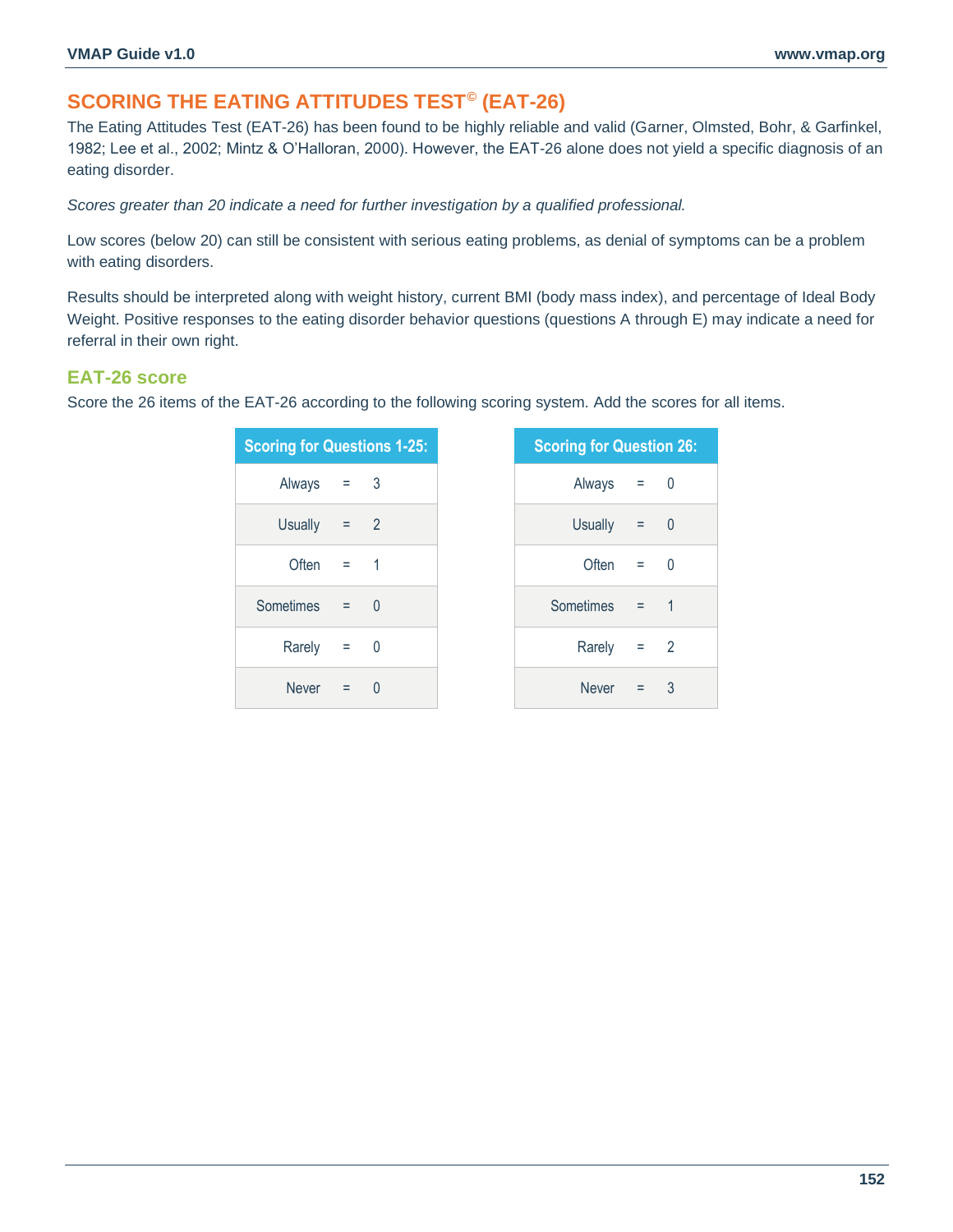## SCORING THE EATING ATTITUDES TEST© (EAT-26)

The Eating Attitudes Test (EAT-26) has been found to be highly reliable and valid (Garner, Olmsted, Bohr, & Garfinkel, 1982; Lee et al., 2002; Mintz & O'Halloran, 2000). However, the EAT-26 alone does not yield a specific diagnosis of an eating disorder.

*Scores greater than 20 indicate a need for further investigation by a qualified professional.*

Low scores (below 20) can still be consistent with serious eating problems, as denial of symptoms can be a problem with eating disorders.

Results should be interpreted along with weight history, current BMI (body mass index), and percentage of Ideal Body Weight. Positive responses to the eating disorder behavior questions (questions A through E) may indicate a need for referral in their own right.

### EAT-26 score

Score the 26 items of the EAT-26 according to the following scoring system. Add the scores for all items.

| Scoring for Questions 1-25: | |
|---|---|
| Always | = 3 |
| Usually | = 2 |
| Often | = 1 |
| Sometimes | = 0 |
| Rarely | = 0 |
| Never | = 0 |

| Scoring for Question 26: | |
|---|---|
| Always | = 0 |
| Usually | = 0 |
| Often | = 0 |
| Sometimes | = 1 |
| Rarely | = 2 |
| Never | = 3 |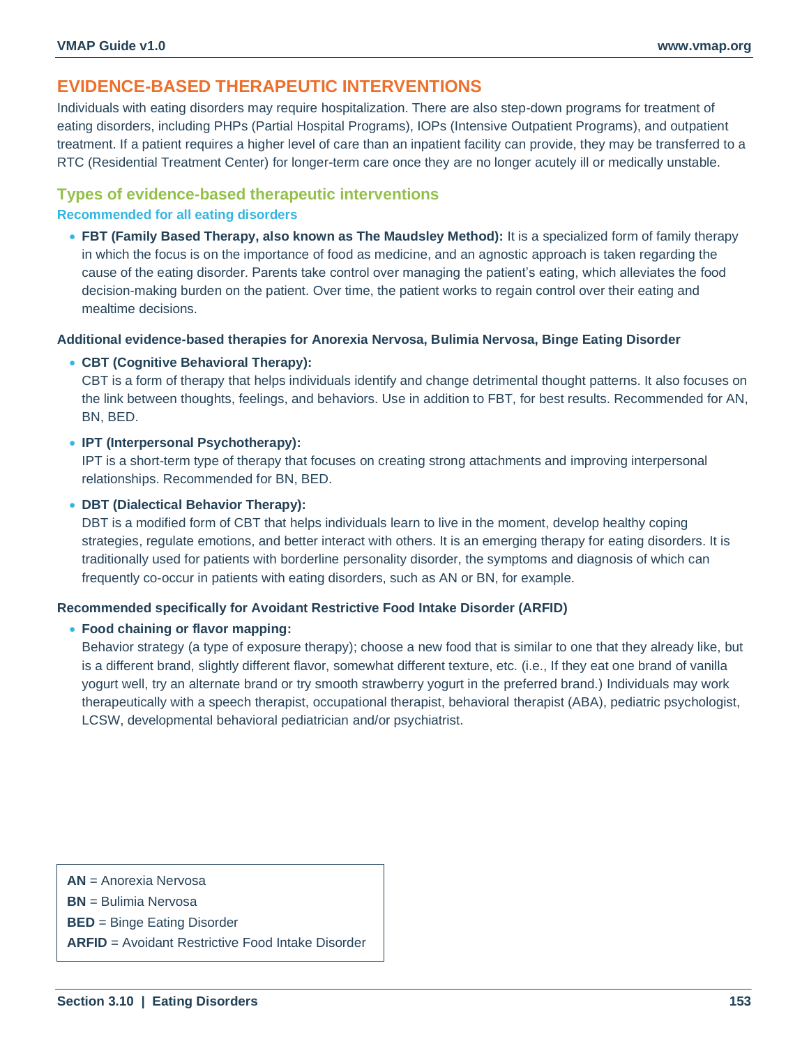## EVIDENCE-BASED THERAPEUTIC INTERVENTIONS

Individuals with eating disorders may require hospitalization. There are also step-down programs for treatment of eating disorders, including PHPs (Partial Hospital Programs), IOPs (Intensive Outpatient Programs), and outpatient treatment. If a patient requires a higher level of care than an inpatient facility can provide, they may be transferred to a RTC (Residential Treatment Center) for longer-term care once they are no longer acutely ill or medically unstable.

### Types of evidence-based therapeutic interventions

#### Recommended for all eating disorders

- **FBT (Family Based Therapy, also known as The Maudsley Method):** It is a specialized form of family therapy in which the focus is on the importance of food as medicine, and an agnostic approach is taken regarding the cause of the eating disorder. Parents take control over managing the patient's eating, which alleviates the food decision-making burden on the patient. Over time, the patient works to regain control over their eating and mealtime decisions.

#### Additional evidence-based therapies for Anorexia Nervosa, Bulimia Nervosa, Binge Eating Disorder

- **CBT (Cognitive Behavioral Therapy):**
  CBT is a form of therapy that helps individuals identify and change detrimental thought patterns. It also focuses on the link between thoughts, feelings, and behaviors. Use in addition to FBT, for best results. Recommended for AN, BN, BED.
- **IPT (Interpersonal Psychotherapy):**
  IPT is a short-term type of therapy that focuses on creating strong attachments and improving interpersonal relationships. Recommended for BN, BED.
- **DBT (Dialectical Behavior Therapy):**
  DBT is a modified form of CBT that helps individuals learn to live in the moment, develop healthy coping strategies, regulate emotions, and better interact with others. It is an emerging therapy for eating disorders. It is traditionally used for patients with borderline personality disorder, the symptoms and diagnosis of which can frequently co-occur in patients with eating disorders, such as AN or BN, for example.

#### Recommended specifically for Avoidant Restrictive Food Intake Disorder (ARFID)

- **Food chaining or flavor mapping:**
  Behavior strategy (a type of exposure therapy); choose a new food that is similar to one that they already like, but is a different brand, slightly different flavor, somewhat different texture, etc. (i.e., If they eat one brand of vanilla yogurt well, try an alternate brand or try smooth strawberry yogurt in the preferred brand.) Individuals may work therapeutically with a speech therapist, occupational therapist, behavioral therapist (ABA), pediatric psychologist, LCSW, developmental behavioral pediatrician and/or psychiatrist.

**AN** = Anorexia Nervosa
**BN** = Bulimia Nervosa
**BED** = Binge Eating Disorder
**ARFID** = Avoidant Restrictive Food Intake Disorder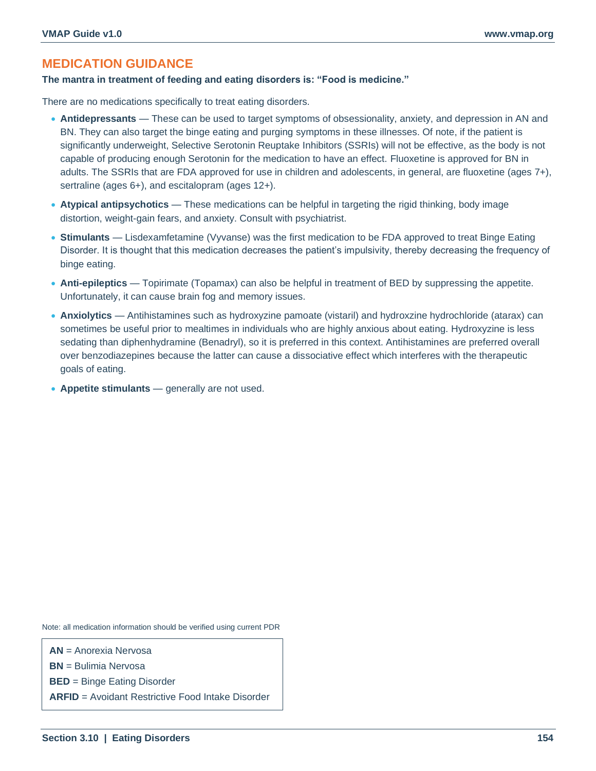## MEDICATION GUIDANCE

**The mantra in treatment of feeding and eating disorders is: "Food is medicine."**

There are no medications specifically to treat eating disorders.

- **Antidepressants** — These can be used to target symptoms of obsessionality, anxiety, and depression in AN and BN. They can also target the binge eating and purging symptoms in these illnesses. Of note, if the patient is significantly underweight, Selective Serotonin Reuptake Inhibitors (SSRIs) will not be effective, as the body is not capable of producing enough Serotonin for the medication to have an effect. Fluoxetine is approved for BN in adults. The SSRIs that are FDA approved for use in children and adolescents, in general, are fluoxetine (ages 7+), sertraline (ages 6+), and escitalopram (ages 12+).
- **Atypical antipsychotics** — These medications can be helpful in targeting the rigid thinking, body image distortion, weight-gain fears, and anxiety. Consult with psychiatrist.
- **Stimulants** — Lisdexamfetamine (Vyvanse) was the first medication to be FDA approved to treat Binge Eating Disorder. It is thought that this medication decreases the patient's impulsivity, thereby decreasing the frequency of binge eating.
- **Anti-epileptics** — Topirimate (Topamax) can also be helpful in treatment of BED by suppressing the appetite. Unfortunately, it can cause brain fog and memory issues.
- **Anxiolytics** — Antihistamines such as hydroxyzine pamoate (vistaril) and hydroxzine hydrochloride (atarax) can sometimes be useful prior to mealtimes in individuals who are highly anxious about eating. Hydroxyzine is less sedating than diphenhydramine (Benadryl), so it is preferred in this context. Antihistamines are preferred overall over benzodiazepines because the latter can cause a dissociative effect which interferes with the therapeutic goals of eating.
- **Appetite stimulants** — generally are not used.

Note: all medication information should be verified using current PDR

**AN** = Anorexia Nervosa
**BN** = Bulimia Nervosa
**BED** = Binge Eating Disorder
**ARFID** = Avoidant Restrictive Food Intake Disorder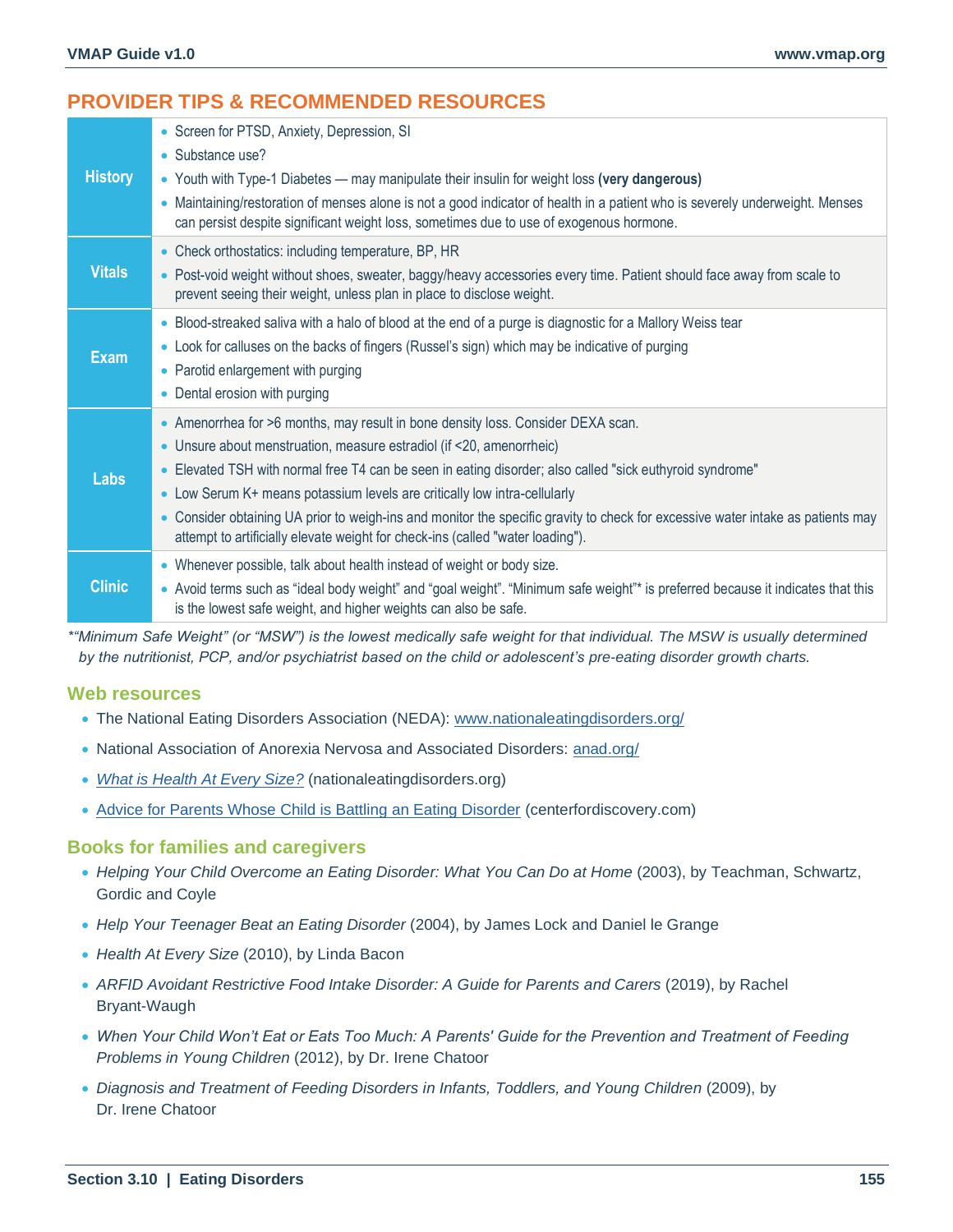## PROVIDER TIPS & RECOMMENDED RESOURCES

| | |
|---|---|
| **History** | • Screen for PTSD, Anxiety, Depression, SI<br>• Substance use?<br>• Youth with Type-1 Diabetes — may manipulate their insulin for weight loss **(very dangerous)**<br>• Maintaining/restoration of menses alone is not a good indicator of health in a patient who is severely underweight. Menses can persist despite significant weight loss, sometimes due to use of exogenous hormone. |
| **Vitals** | • Check orthostatics: including temperature, BP, HR<br>• Post-void weight without shoes, sweater, baggy/heavy accessories every time. Patient should face away from scale to prevent seeing their weight, unless plan in place to disclose weight. |
| **Exam** | • Blood-streaked saliva with a halo of blood at the end of a purge is diagnostic for a Mallory Weiss tear<br>• Look for calluses on the backs of fingers (Russel's sign) which may be indicative of purging<br>• Parotid enlargement with purging<br>• Dental erosion with purging |
| **Labs** | • Amenorrhea for >6 months, may result in bone density loss. Consider DEXA scan.<br>• Unsure about menstruation, measure estradiol (if <20, amenorrheic)<br>• Elevated TSH with normal free T4 can be seen in eating disorder; also called "sick euthyroid syndrome"<br>• Low Serum K+ means potassium levels are critically low intra-cellularly<br>• Consider obtaining UA prior to weigh-ins and monitor the specific gravity to check for excessive water intake as patients may attempt to artificially elevate weight for check-ins (called "water loading"). |
| **Clinic** | • Whenever possible, talk about health instead of weight or body size.<br>• Avoid terms such as "ideal body weight" and "goal weight". "Minimum safe weight"* is preferred because it indicates that this is the lowest safe weight, and higher weights can also be safe. |

*"Minimum Safe Weight" (or "MSW") is the lowest medically safe weight for that individual. The MSW is usually determined by the nutritionist, PCP, and/or psychiatrist based on the child or adolescent's pre-eating disorder growth charts.*

### Web resources

- The National Eating Disorders Association (NEDA): www.nationaleatingdisorders.org/
- National Association of Anorexia Nervosa and Associated Disorders: anad.org/
- *What is Health At Every Size?* (nationaleatingdisorders.org)
- Advice for Parents Whose Child is Battling an Eating Disorder (centerfordiscovery.com)

### Books for families and caregivers

- *Helping Your Child Overcome an Eating Disorder: What You Can Do at Home* (2003), by Teachman, Schwartz, Gordic and Coyle
- *Help Your Teenager Beat an Eating Disorder* (2004), by James Lock and Daniel le Grange
- *Health At Every Size* (2010), by Linda Bacon
- *ARFID Avoidant Restrictive Food Intake Disorder: A Guide for Parents and Carers* (2019), by Rachel Bryant-Waugh
- *When Your Child Won't Eat or Eats Too Much: A Parents' Guide for the Prevention and Treatment of Feeding Problems in Young Children* (2012), by Dr. Irene Chatoor
- *Diagnosis and Treatment of Feeding Disorders in Infants, Toddlers, and Young Children* (2009), by Dr. Irene Chatoor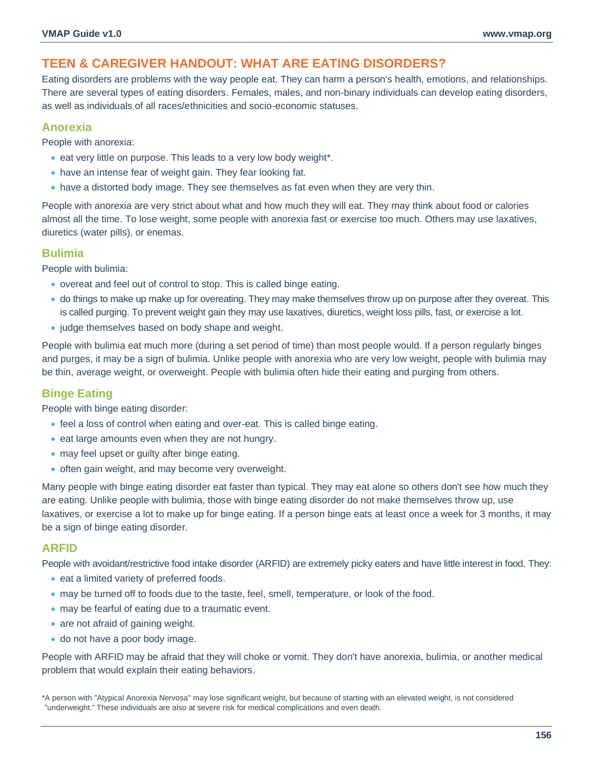## TEEN & CAREGIVER HANDOUT: WHAT ARE EATING DISORDERS?

Eating disorders are problems with the way people eat. They can harm a person's health, emotions, and relationships. There are several types of eating disorders. Females, males, and non-binary individuals can develop eating disorders, as well as individuals of all races/ethnicities and socio-economic statuses.

### Anorexia

People with anorexia:

- eat very little on purpose. This leads to a very low body weight*.
- have an intense fear of weight gain. They fear looking fat.
- have a distorted body image. They see themselves as fat even when they are very thin.

People with anorexia are very strict about what and how much they will eat. They may think about food or calories almost all the time. To lose weight, some people with anorexia fast or exercise too much. Others may use laxatives, diuretics (water pills), or enemas.

### Bulimia

People with bulimia:

- overeat and feel out of control to stop. This is called binge eating.
- do things to make up make up for overeating. They may make themselves throw up on purpose after they overeat. This is called purging. To prevent weight gain they may use laxatives, diuretics, weight loss pills, fast, or exercise a lot.
- judge themselves based on body shape and weight.

People with bulimia eat much more (during a set period of time) than most people would. If a person regularly binges and purges, it may be a sign of bulimia. Unlike people with anorexia who are very low weight, people with bulimia may be thin, average weight, or overweight. People with bulimia often hide their eating and purging from others.

### Binge Eating

People with binge eating disorder:

- feel a loss of control when eating and over-eat. This is called binge eating.
- eat large amounts even when they are not hungry.
- may feel upset or guilty after binge eating.
- often gain weight, and may become very overweight.

Many people with binge eating disorder eat faster than typical. They may eat alone so others don't see how much they are eating. Unlike people with bulimia, those with binge eating disorder do not make themselves throw up, use laxatives, or exercise a lot to make up for binge eating. If a person binge eats at least once a week for 3 months, it may be a sign of binge eating disorder.

### ARFID

People with avoidant/restrictive food intake disorder (ARFID) are extremely picky eaters and have little interest in food. They:

- eat a limited variety of preferred foods.
- may be turned off to foods due to the taste, feel, smell, temperature, or look of the food.
- may be fearful of eating due to a traumatic event.
- are not afraid of gaining weight.
- do not have a poor body image.

People with ARFID may be afraid that they will choke or vomit. They don't have anorexia, bulimia, or another medical problem that would explain their eating behaviors.

*A person with "Atypical Anorexia Nervosa" may lose significant weight, but because of starting with an elevated weight, is not considered "underweight." These individuals are also at severe risk for medical complications and even death.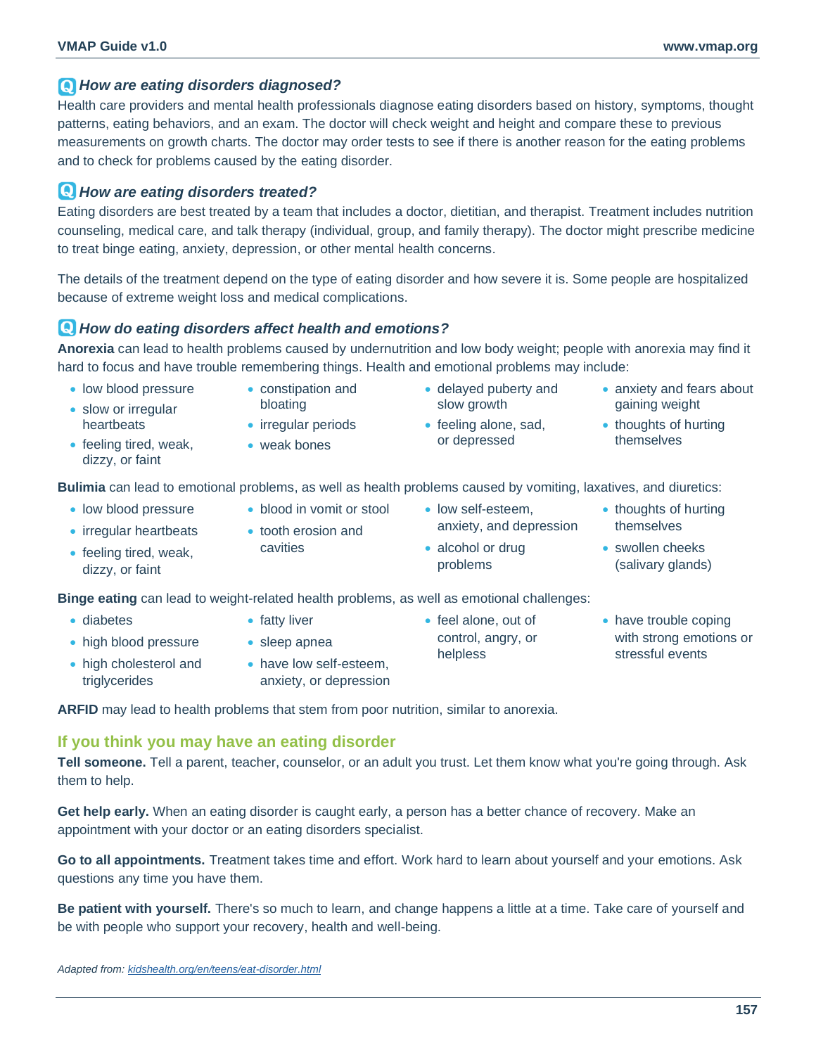### How are eating disorders diagnosed?

Health care providers and mental health professionals diagnose eating disorders based on history, symptoms, thought patterns, eating behaviors, and an exam. The doctor will check weight and height and compare these to previous measurements on growth charts. The doctor may order tests to see if there is another reason for the eating problems and to check for problems caused by the eating disorder.

### How are eating disorders treated?

Eating disorders are best treated by a team that includes a doctor, dietitian, and therapist. Treatment includes nutrition counseling, medical care, and talk therapy (individual, group, and family therapy). The doctor might prescribe medicine to treat binge eating, anxiety, depression, or other mental health concerns.

The details of the treatment depend on the type of eating disorder and how severe it is. Some people are hospitalized because of extreme weight loss and medical complications.

### How do eating disorders affect health and emotions?

**Anorexia** can lead to health problems caused by undernutrition and low body weight; people with anorexia may find it hard to focus and have trouble remembering things. Health and emotional problems may include:

- low blood pressure
- slow or irregular heartbeats
- feeling tired, weak, dizzy, or faint
- constipation and bloating
- irregular periods
- weak bones
- delayed puberty and slow growth
- feeling alone, sad, or depressed
- anxiety and fears about gaining weight
- thoughts of hurting themselves

**Bulimia** can lead to emotional problems, as well as health problems caused by vomiting, laxatives, and diuretics:

- low blood pressure
- irregular heartbeats
- feeling tired, weak, dizzy, or faint
- blood in vomit or stool
- tooth erosion and cavities
- low self-esteem, anxiety, and depression
- alcohol or drug problems
- thoughts of hurting themselves
- swollen cheeks (salivary glands)

**Binge eating** can lead to weight-related health problems, as well as emotional challenges:

- diabetes
- high blood pressure
- high cholesterol and triglycerides
- fatty liver
- sleep apnea
- have low self-esteem, anxiety, or depression
- feel alone, out of control, angry, or helpless
- have trouble coping with strong emotions or stressful events

**ARFID** may lead to health problems that stem from poor nutrition, similar to anorexia.

## If you think you may have an eating disorder

**Tell someone.** Tell a parent, teacher, counselor, or an adult you trust. Let them know what you're going through. Ask them to help.

**Get help early.** When an eating disorder is caught early, a person has a better chance of recovery. Make an appointment with your doctor or an eating disorders specialist.

**Go to all appointments.** Treatment takes time and effort. Work hard to learn about yourself and your emotions. Ask questions any time you have them.

**Be patient with yourself.** There's so much to learn, and change happens a little at a time. Take care of yourself and be with people who support your recovery, health and well-being.

*Adapted from: kidshealth.org/en/teens/eat-disorder.html*